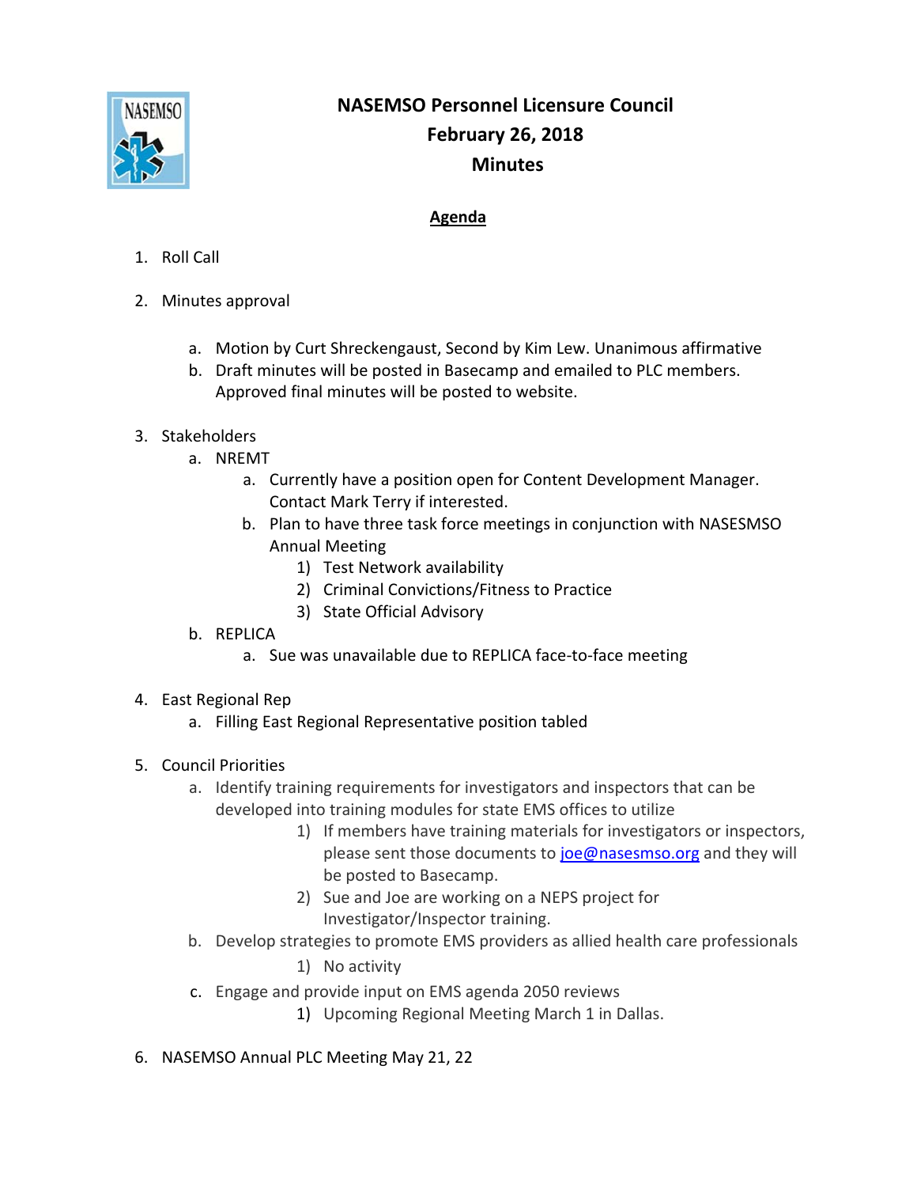# NASEMSO Personnel Licensure Council
## February 26, 2018
## Minutes

### Agenda

1. Roll Call

2. Minutes approval
   a. Motion by Curt Shreckengaust, Second by Kim Lew. Unanimous affirmative
   b. Draft minutes will be posted in Basecamp and emailed to PLC members. Approved final minutes will be posted to website.

3. Stakeholders
   a. NREMT
      a. Currently have a position open for Content Development Manager. Contact Mark Terry if interested.
      b. Plan to have three task force meetings in conjunction with NASESMSO Annual Meeting
         1) Test Network availability
         2) Criminal Convictions/Fitness to Practice
         3) State Official Advisory
   b. REPLICA
      a. Sue was unavailable due to REPLICA face-to-face meeting

4. East Regional Rep
   a. Filling East Regional Representative position tabled

5. Council Priorities
   a. Identify training requirements for investigators and inspectors that can be developed into training modules for state EMS offices to utilize
      1) If members have training materials for investigators or inspectors, please sent those documents to joe@nasesmso.org and they will be posted to Basecamp.
      2) Sue and Joe are working on a NEPS project for Investigator/Inspector training.
   b. Develop strategies to promote EMS providers as allied health care professionals
      1) No activity
   c. Engage and provide input on EMS agenda 2050 reviews
      1) Upcoming Regional Meeting March 1 in Dallas.

6. NASEMSO Annual PLC Meeting May 21, 22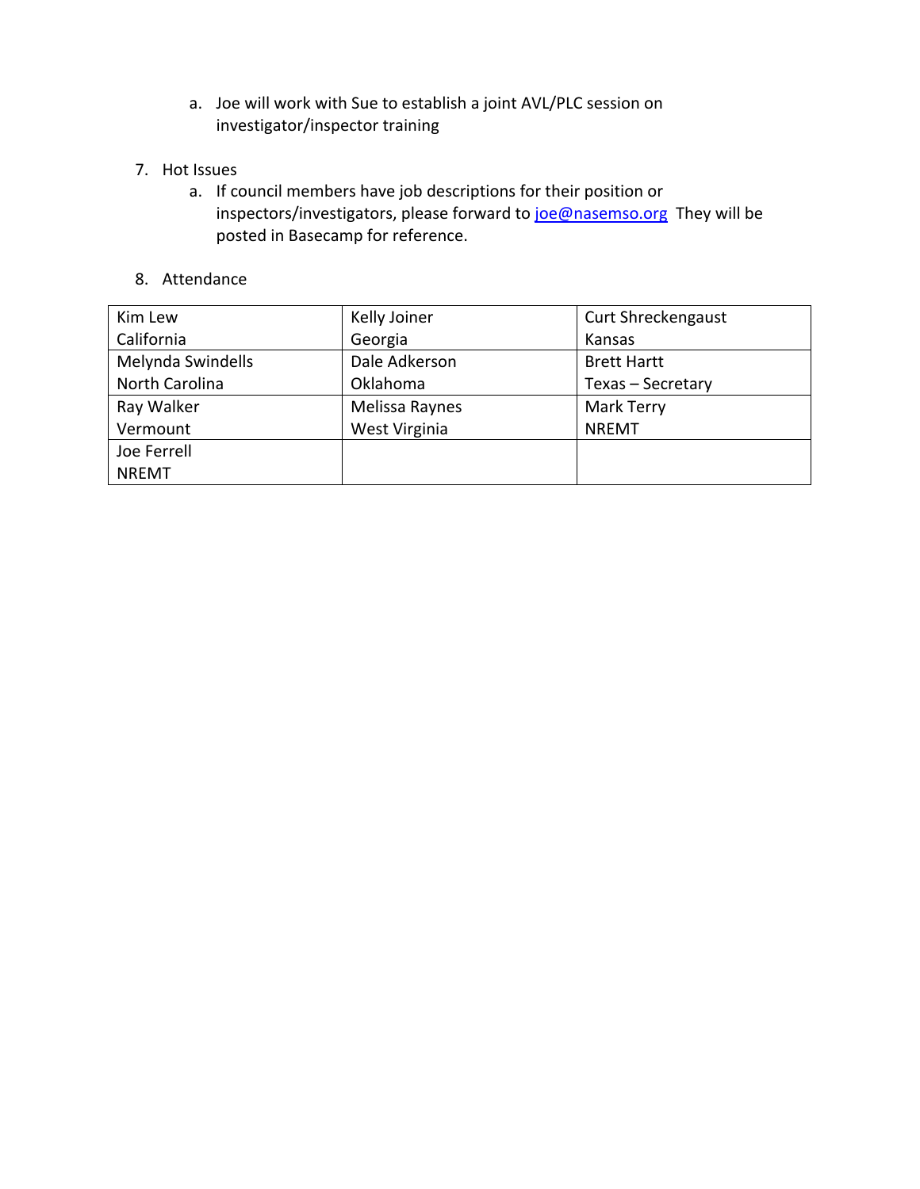a. Joe will work with Sue to establish a joint AVL/PLC session on investigator/inspector training

7. Hot Issues
   a. If council members have job descriptions for their position or inspectors/investigators, please forward to joe@nasemso.org They will be posted in Basecamp for reference.

8. Attendance

| | | |
|---|---|---|
| Kim Lew<br>California | Kelly Joiner<br>Georgia | Curt Shreckengaust<br>Kansas |
| Melynda Swindells<br>North Carolina | Dale Adkerson<br>Oklahoma | Brett Hartt<br>Texas – Secretary |
| Ray Walker<br>Vermount | Melissa Raynes<br>West Virginia | Mark Terry<br>NREMT |
| Joe Ferrell<br>NREMT | | |